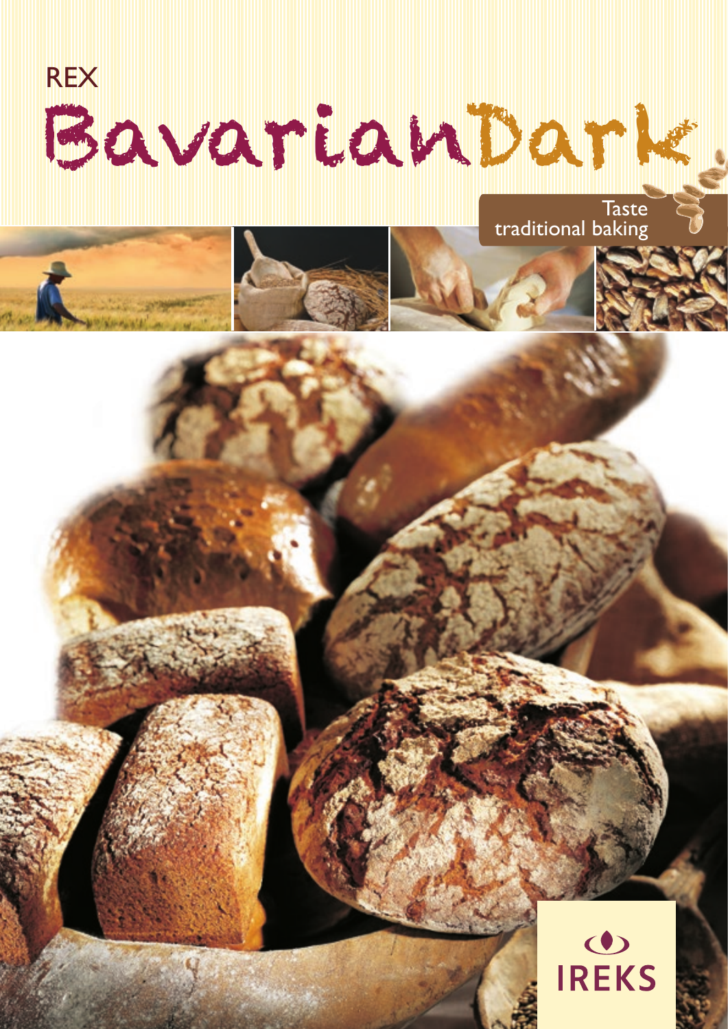REX

# BavarianDark

Taste traditional baking

IREKS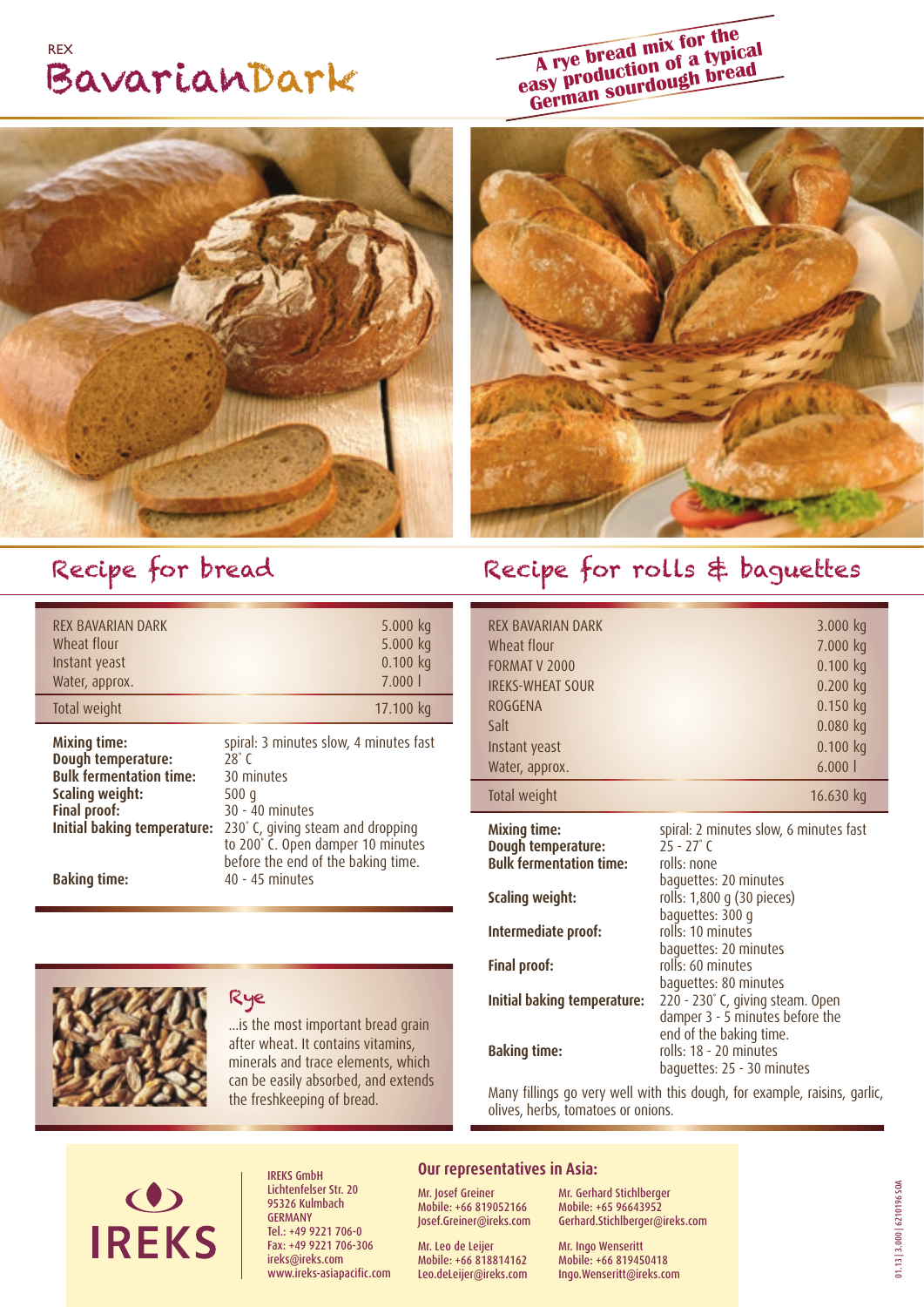REX

# BavarianDark

A rye bread mix for the easy production of a typical German sourdough bread

## Recipe for bread

| | |
|---|---|
| REX BAVARIAN DARK | 5.000 kg |
| Wheat flour | 5.000 kg |
| Instant yeast | 0.100 kg |
| Water, approx. | 7.000 l |
| Total weight | 17.100 kg |

**Mixing time:** spiral: 3 minutes slow, 4 minutes fast
**Dough temperature:** 28° C
**Bulk fermentation time:** 30 minutes
**Scaling weight:** 500 g
**Final proof:** 30 - 40 minutes
**Initial baking temperature:** 230° C, giving steam and dropping to 200° C. Open damper 10 minutes before the end of the baking time.
**Baking time:** 40 - 45 minutes

### Rye

...is the most important bread grain after wheat. It contains vitamins, minerals and trace elements, which can be easily absorbed, and extends the freshkeeping of bread.

## Recipe for rolls & baguettes

| | |
|---|---|
| REX BAVARIAN DARK | 3.000 kg |
| Wheat flour | 7.000 kg |
| FORMAT V 2000 | 0.100 kg |
| IREKS-WHEAT SOUR | 0.200 kg |
| ROGGENA | 0.150 kg |
| Salt | 0.080 kg |
| Instant yeast | 0.100 kg |
| Water, approx. | 6.000 l |
| Total weight | 16.630 kg |

**Mixing time:** spiral: 2 minutes slow, 6 minutes fast
**Dough temperature:** 25 - 27° C
**Bulk fermentation time:** rolls: none
baguettes: 20 minutes
**Scaling weight:** rolls: 1,800 g (30 pieces)
baguettes: 300 g
**Intermediate proof:** rolls: 10 minutes
baguettes: 20 minutes
**Final proof:** rolls: 60 minutes
baguettes: 80 minutes
**Initial baking temperature:** 220 - 230° C, giving steam. Open damper 3 - 5 minutes before the end of the baking time.
**Baking time:** rolls: 18 - 20 minutes
baguettes: 25 - 30 minutes

Many fillings go very well with this dough, for example, raisins, garlic, olives, herbs, tomatoes or onions.

IREKS

IREKS GmbH
Lichtenfelser Str. 20
95326 Kulmbach
GERMANY
Tel.: +49 9221 706-0
Fax: +49 9221 706-306
ireks@ireks.com
www.ireks-asiapacific.com

**Our representatives in Asia:**

Mr. Josef Greiner
Mobile: +66 819052166
Josef.Greiner@ireks.com

Mr. Gerhard Stichlberger
Mobile: +65 96643952
Gerhard.Stichlberger@ireks.com

Mr. Leo de Leijer
Mobile: +66 818814162
Leo.deLeijer@ireks.com

Mr. Ingo Wenseritt
Mobile: +66 819450418
Ingo.Wenseritt@ireks.com

01.13 | 3.000 | 6210196 SOA